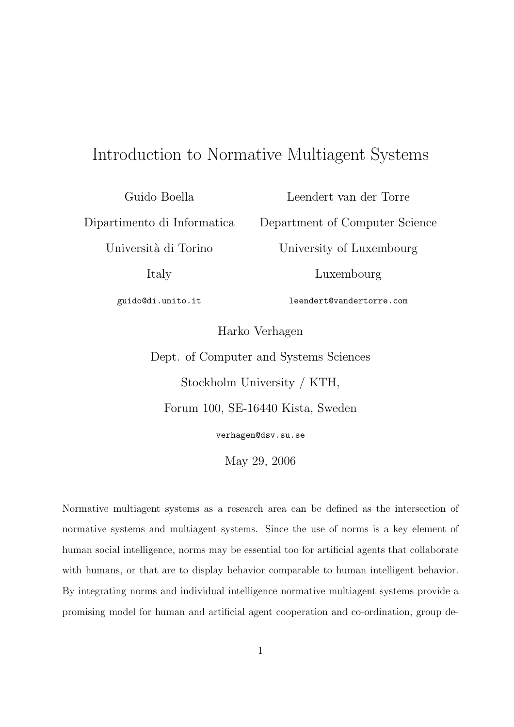# Introduction to Normative Multiagent Systems

Guido Boella
Dipartimento di Informatica
Università di Torino
Italy
guido@di.unito.it

Leendert van der Torre
Department of Computer Science
University of Luxembourg
Luxembourg
leendert@vandertorre.com

Harko Verhagen
Dept. of Computer and Systems Sciences
Stockholm University / KTH,
Forum 100, SE-16440 Kista, Sweden
verhagen@dsv.su.se

May 29, 2006

Normative multiagent systems as a research area can be defined as the intersection of normative systems and multiagent systems. Since the use of norms is a key element of human social intelligence, norms may be essential too for artificial agents that collaborate with humans, or that are to display behavior comparable to human intelligent behavior. By integrating norms and individual intelligence normative multiagent systems provide a promising model for human and artificial agent cooperation and co-ordination, group de-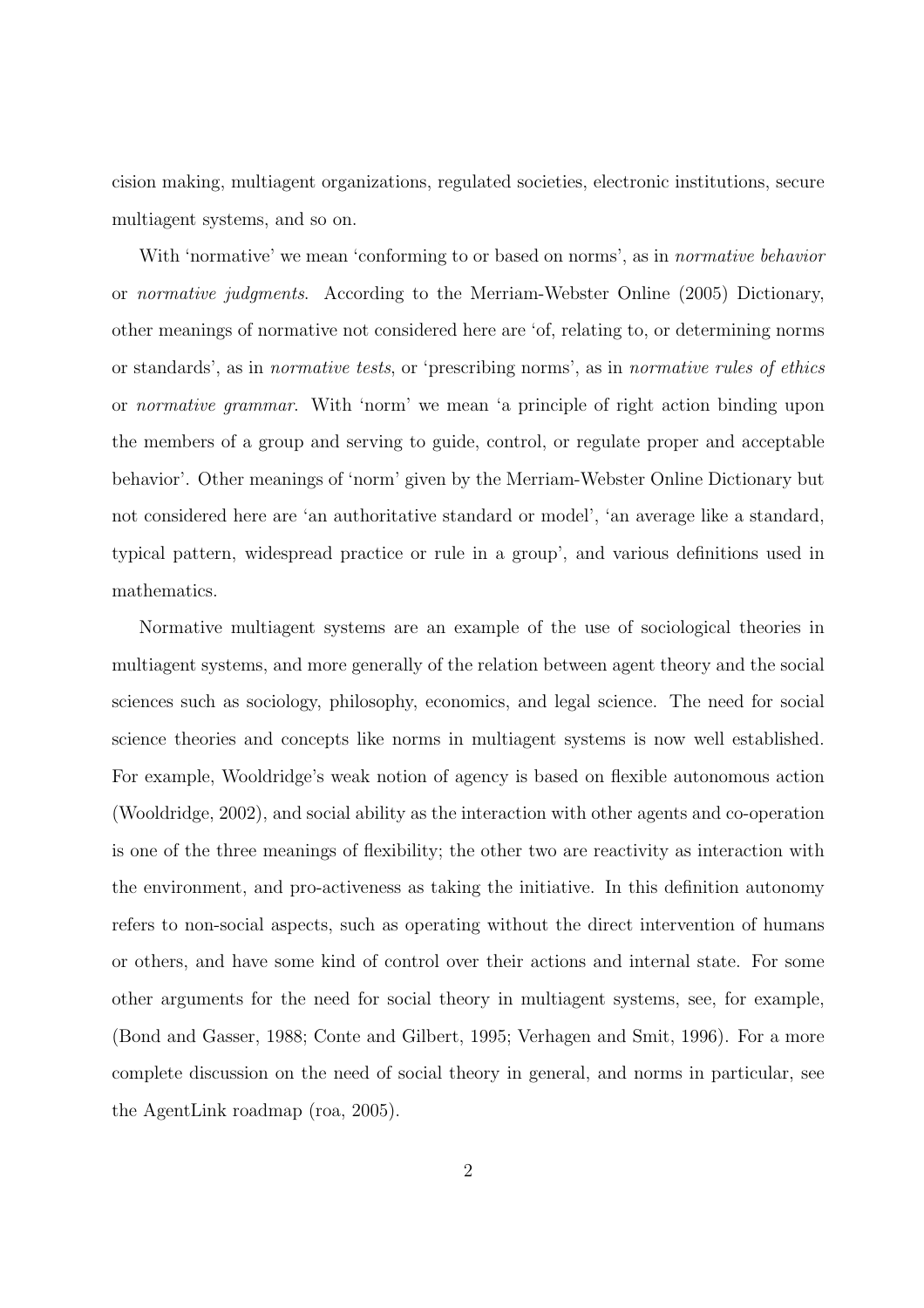cision making, multiagent organizations, regulated societies, electronic institutions, secure multiagent systems, and so on.

With 'normative' we mean 'conforming to or based on norms', as in *normative behavior* or *normative judgments*. According to the Merriam-Webster Online (2005) Dictionary, other meanings of normative not considered here are 'of, relating to, or determining norms or standards', as in *normative tests*, or 'prescribing norms', as in *normative rules of ethics* or *normative grammar*. With 'norm' we mean 'a principle of right action binding upon the members of a group and serving to guide, control, or regulate proper and acceptable behavior'. Other meanings of 'norm' given by the Merriam-Webster Online Dictionary but not considered here are 'an authoritative standard or model', 'an average like a standard, typical pattern, widespread practice or rule in a group', and various definitions used in mathematics.

Normative multiagent systems are an example of the use of sociological theories in multiagent systems, and more generally of the relation between agent theory and the social sciences such as sociology, philosophy, economics, and legal science. The need for social science theories and concepts like norms in multiagent systems is now well established. For example, Wooldridge's weak notion of agency is based on flexible autonomous action (Wooldridge, 2002), and social ability as the interaction with other agents and co-operation is one of the three meanings of flexibility; the other two are reactivity as interaction with the environment, and pro-activeness as taking the initiative. In this definition autonomy refers to non-social aspects, such as operating without the direct intervention of humans or others, and have some kind of control over their actions and internal state. For some other arguments for the need for social theory in multiagent systems, see, for example, (Bond and Gasser, 1988; Conte and Gilbert, 1995; Verhagen and Smit, 1996). For a more complete discussion on the need of social theory in general, and norms in particular, see the AgentLink roadmap (roa, 2005).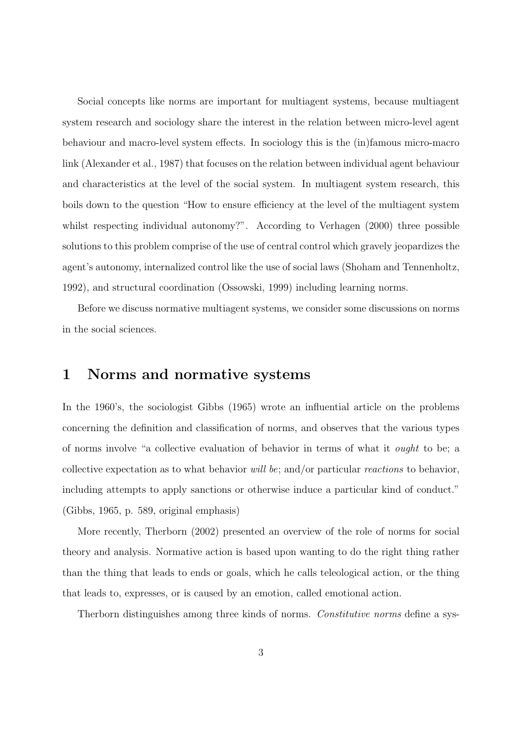Social concepts like norms are important for multiagent systems, because multiagent system research and sociology share the interest in the relation between micro-level agent behaviour and macro-level system effects. In sociology this is the (in)famous micro-macro link (Alexander et al., 1987) that focuses on the relation between individual agent behaviour and characteristics at the level of the social system. In multiagent system research, this boils down to the question "How to ensure efficiency at the level of the multiagent system whilst respecting individual autonomy?". According to Verhagen (2000) three possible solutions to this problem comprise of the use of central control which gravely jeopardizes the agent's autonomy, internalized control like the use of social laws (Shoham and Tennenholtz, 1992), and structural coordination (Ossowski, 1999) including learning norms.

Before we discuss normative multiagent systems, we consider some discussions on norms in the social sciences.

# 1 Norms and normative systems

In the 1960's, the sociologist Gibbs (1965) wrote an influential article on the problems concerning the definition and classification of norms, and observes that the various types of norms involve "a collective evaluation of behavior in terms of what it *ought* to be; a collective expectation as to what behavior *will be*; and/or particular *reactions* to behavior, including attempts to apply sanctions or otherwise induce a particular kind of conduct." (Gibbs, 1965, p. 589, original emphasis)

More recently, Therborn (2002) presented an overview of the role of norms for social theory and analysis. Normative action is based upon wanting to do the right thing rather than the thing that leads to ends or goals, which he calls teleological action, or the thing that leads to, expresses, or is caused by an emotion, called emotional action.

Therborn distinguishes among three kinds of norms. *Constitutive norms* define a sys-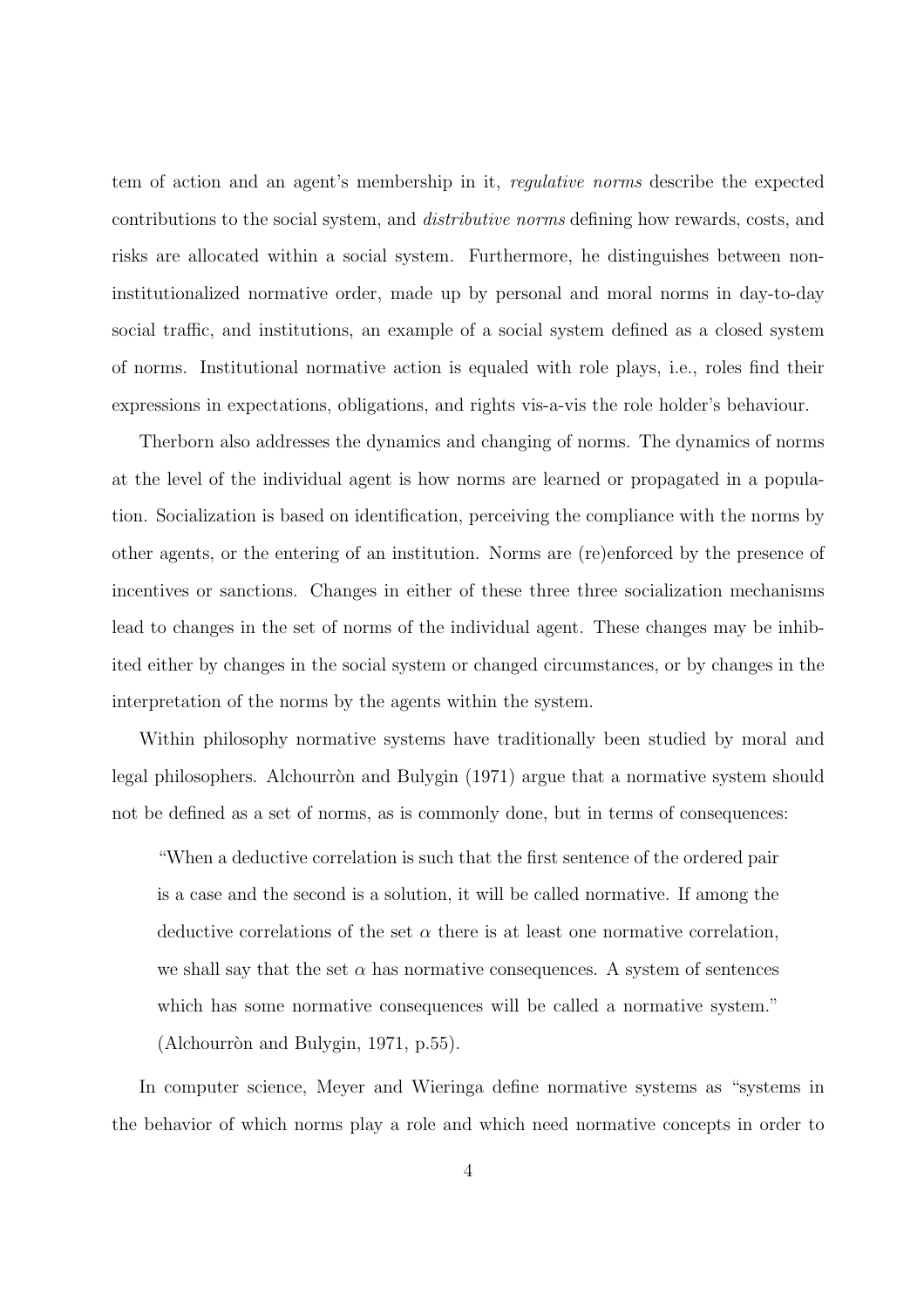tem of action and an agent's membership in it, *regulative norms* describe the expected contributions to the social system, and *distributive norms* defining how rewards, costs, and risks are allocated within a social system. Furthermore, he distinguishes between non-institutionalized normative order, made up by personal and moral norms in day-to-day social traffic, and institutions, an example of a social system defined as a closed system of norms. Institutional normative action is equaled with role plays, i.e., roles find their expressions in expectations, obligations, and rights vis-a-vis the role holder's behaviour.

Therborn also addresses the dynamics and changing of norms. The dynamics of norms at the level of the individual agent is how norms are learned or propagated in a population. Socialization is based on identification, perceiving the compliance with the norms by other agents, or the entering of an institution. Norms are (re)enforced by the presence of incentives or sanctions. Changes in either of these three three socialization mechanisms lead to changes in the set of norms of the individual agent. These changes may be inhibited either by changes in the social system or changed circumstances, or by changes in the interpretation of the norms by the agents within the system.

Within philosophy normative systems have traditionally been studied by moral and legal philosophers. Alchourròn and Bulygin (1971) argue that a normative system should not be defined as a set of norms, as is commonly done, but in terms of consequences:

> "When a deductive correlation is such that the first sentence of the ordered pair is a case and the second is a solution, it will be called normative. If among the deductive correlations of the set $\alpha$ there is at least one normative correlation, we shall say that the set $\alpha$ has normative consequences. A system of sentences which has some normative consequences will be called a normative system." (Alchourròn and Bulygin, 1971, p.55).

In computer science, Meyer and Wieringa define normative systems as "systems in the behavior of which norms play a role and which need normative concepts in order to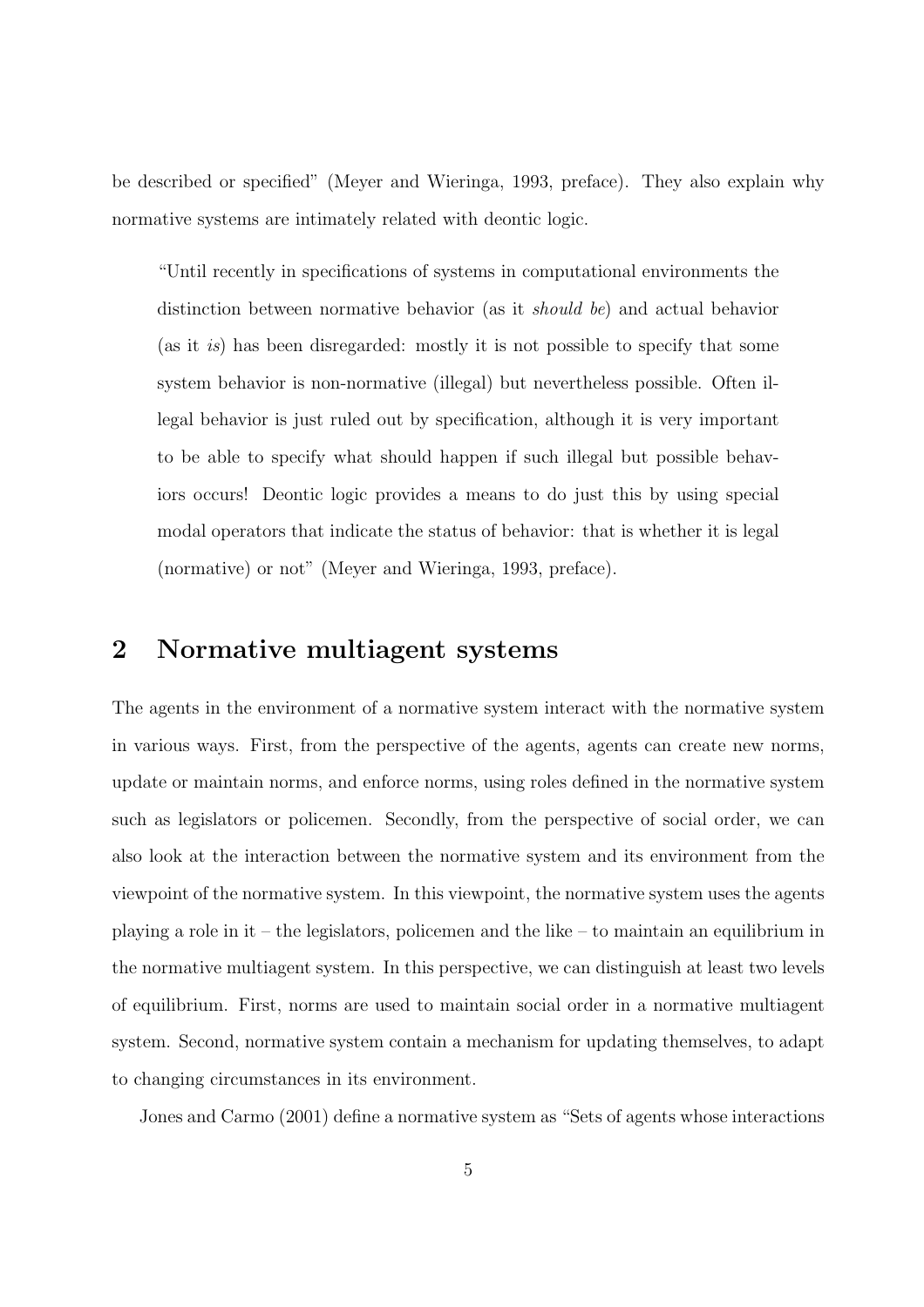be described or specified" (Meyer and Wieringa, 1993, preface). They also explain why normative systems are intimately related with deontic logic.

> "Until recently in specifications of systems in computational environments the distinction between normative behavior (as it *should be*) and actual behavior (as it *is*) has been disregarded: mostly it is not possible to specify that some system behavior is non-normative (illegal) but nevertheless possible. Often illegal behavior is just ruled out by specification, although it is very important to be able to specify what should happen if such illegal but possible behaviors occurs! Deontic logic provides a means to do just this by using special modal operators that indicate the status of behavior: that is whether it is legal (normative) or not" (Meyer and Wieringa, 1993, preface).

## 2 Normative multiagent systems

The agents in the environment of a normative system interact with the normative system in various ways. First, from the perspective of the agents, agents can create new norms, update or maintain norms, and enforce norms, using roles defined in the normative system such as legislators or policemen. Secondly, from the perspective of social order, we can also look at the interaction between the normative system and its environment from the viewpoint of the normative system. In this viewpoint, the normative system uses the agents playing a role in it – the legislators, policemen and the like – to maintain an equilibrium in the normative multiagent system. In this perspective, we can distinguish at least two levels of equilibrium. First, norms are used to maintain social order in a normative multiagent system. Second, normative system contain a mechanism for updating themselves, to adapt to changing circumstances in its environment.

Jones and Carmo (2001) define a normative system as "Sets of agents whose interactions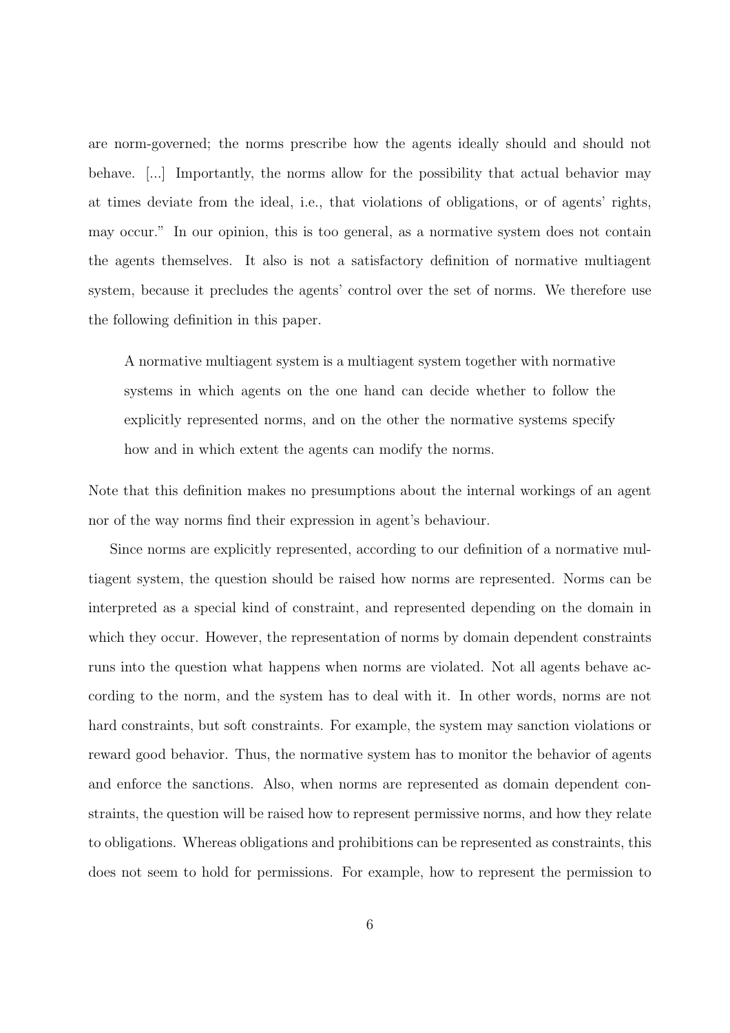are norm-governed; the norms prescribe how the agents ideally should and should not behave. [...] Importantly, the norms allow for the possibility that actual behavior may at times deviate from the ideal, i.e., that violations of obligations, or of agents' rights, may occur." In our opinion, this is too general, as a normative system does not contain the agents themselves. It also is not a satisfactory definition of normative multiagent system, because it precludes the agents' control over the set of norms. We therefore use the following definition in this paper.

> A normative multiagent system is a multiagent system together with normative systems in which agents on the one hand can decide whether to follow the explicitly represented norms, and on the other the normative systems specify how and in which extent the agents can modify the norms.

Note that this definition makes no presumptions about the internal workings of an agent nor of the way norms find their expression in agent's behaviour.

Since norms are explicitly represented, according to our definition of a normative multiagent system, the question should be raised how norms are represented. Norms can be interpreted as a special kind of constraint, and represented depending on the domain in which they occur. However, the representation of norms by domain dependent constraints runs into the question what happens when norms are violated. Not all agents behave according to the norm, and the system has to deal with it. In other words, norms are not hard constraints, but soft constraints. For example, the system may sanction violations or reward good behavior. Thus, the normative system has to monitor the behavior of agents and enforce the sanctions. Also, when norms are represented as domain dependent constraints, the question will be raised how to represent permissive norms, and how they relate to obligations. Whereas obligations and prohibitions can be represented as constraints, this does not seem to hold for permissions. For example, how to represent the permission to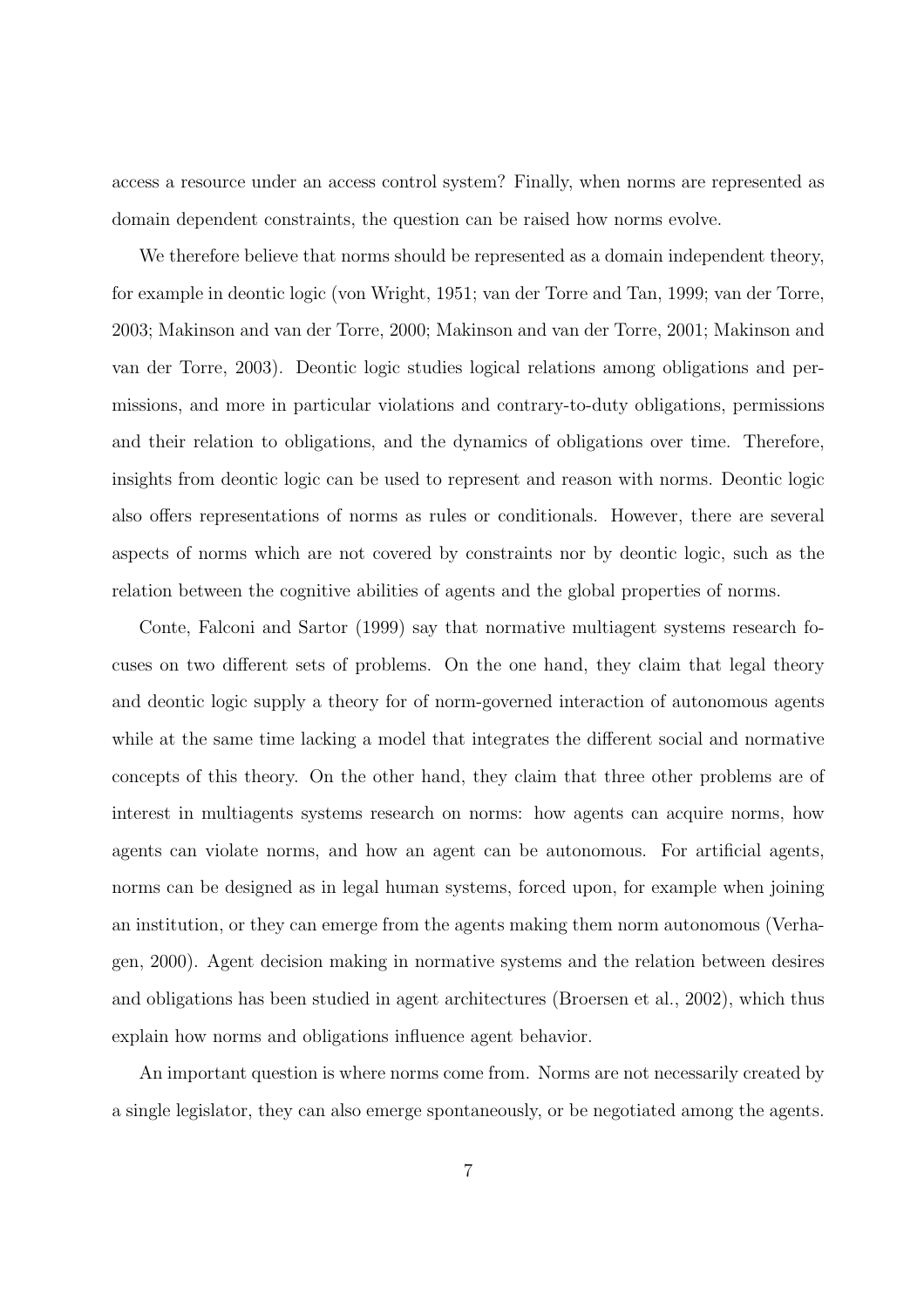access a resource under an access control system? Finally, when norms are represented as domain dependent constraints, the question can be raised how norms evolve.

We therefore believe that norms should be represented as a domain independent theory, for example in deontic logic (von Wright, 1951; van der Torre and Tan, 1999; van der Torre, 2003; Makinson and van der Torre, 2000; Makinson and van der Torre, 2001; Makinson and van der Torre, 2003). Deontic logic studies logical relations among obligations and permissions, and more in particular violations and contrary-to-duty obligations, permissions and their relation to obligations, and the dynamics of obligations over time. Therefore, insights from deontic logic can be used to represent and reason with norms. Deontic logic also offers representations of norms as rules or conditionals. However, there are several aspects of norms which are not covered by constraints nor by deontic logic, such as the relation between the cognitive abilities of agents and the global properties of norms.

Conte, Falconi and Sartor (1999) say that normative multiagent systems research focuses on two different sets of problems. On the one hand, they claim that legal theory and deontic logic supply a theory for of norm-governed interaction of autonomous agents while at the same time lacking a model that integrates the different social and normative concepts of this theory. On the other hand, they claim that three other problems are of interest in multiagents systems research on norms: how agents can acquire norms, how agents can violate norms, and how an agent can be autonomous. For artificial agents, norms can be designed as in legal human systems, forced upon, for example when joining an institution, or they can emerge from the agents making them norm autonomous (Verhagen, 2000). Agent decision making in normative systems and the relation between desires and obligations has been studied in agent architectures (Broersen et al., 2002), which thus explain how norms and obligations influence agent behavior.

An important question is where norms come from. Norms are not necessarily created by a single legislator, they can also emerge spontaneously, or be negotiated among the agents.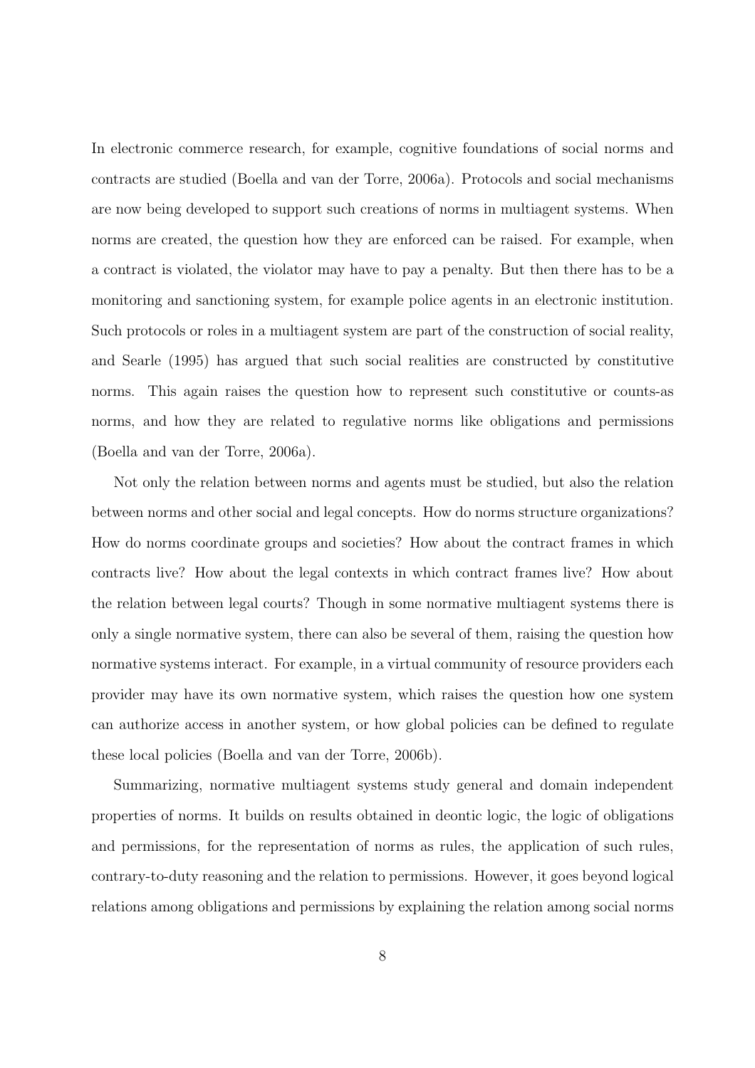In electronic commerce research, for example, cognitive foundations of social norms and contracts are studied (Boella and van der Torre, 2006a). Protocols and social mechanisms are now being developed to support such creations of norms in multiagent systems. When norms are created, the question how they are enforced can be raised. For example, when a contract is violated, the violator may have to pay a penalty. But then there has to be a monitoring and sanctioning system, for example police agents in an electronic institution. Such protocols or roles in a multiagent system are part of the construction of social reality, and Searle (1995) has argued that such social realities are constructed by constitutive norms. This again raises the question how to represent such constitutive or counts-as norms, and how they are related to regulative norms like obligations and permissions (Boella and van der Torre, 2006a).

Not only the relation between norms and agents must be studied, but also the relation between norms and other social and legal concepts. How do norms structure organizations? How do norms coordinate groups and societies? How about the contract frames in which contracts live? How about the legal contexts in which contract frames live? How about the relation between legal courts? Though in some normative multiagent systems there is only a single normative system, there can also be several of them, raising the question how normative systems interact. For example, in a virtual community of resource providers each provider may have its own normative system, which raises the question how one system can authorize access in another system, or how global policies can be defined to regulate these local policies (Boella and van der Torre, 2006b).

Summarizing, normative multiagent systems study general and domain independent properties of norms. It builds on results obtained in deontic logic, the logic of obligations and permissions, for the representation of norms as rules, the application of such rules, contrary-to-duty reasoning and the relation to permissions. However, it goes beyond logical relations among obligations and permissions by explaining the relation among social norms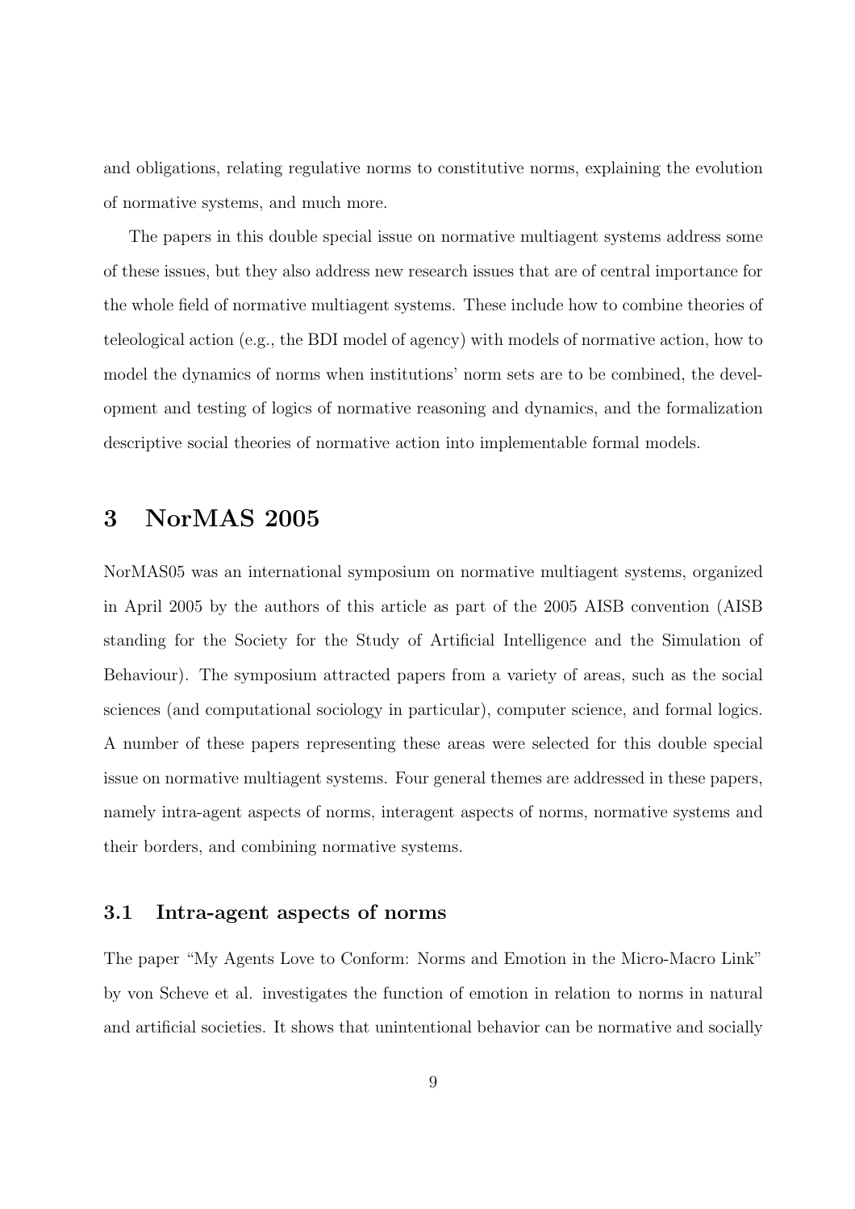and obligations, relating regulative norms to constitutive norms, explaining the evolution of normative systems, and much more.

The papers in this double special issue on normative multiagent systems address some of these issues, but they also address new research issues that are of central importance for the whole field of normative multiagent systems. These include how to combine theories of teleological action (e.g., the BDI model of agency) with models of normative action, how to model the dynamics of norms when institutions' norm sets are to be combined, the development and testing of logics of normative reasoning and dynamics, and the formalization descriptive social theories of normative action into implementable formal models.

# 3 NorMAS 2005

NorMAS05 was an international symposium on normative multiagent systems, organized in April 2005 by the authors of this article as part of the 2005 AISB convention (AISB standing for the Society for the Study of Artificial Intelligence and the Simulation of Behaviour). The symposium attracted papers from a variety of areas, such as the social sciences (and computational sociology in particular), computer science, and formal logics. A number of these papers representing these areas were selected for this double special issue on normative multiagent systems. Four general themes are addressed in these papers, namely intra-agent aspects of norms, interagent aspects of norms, normative systems and their borders, and combining normative systems.

## 3.1 Intra-agent aspects of norms

The paper "My Agents Love to Conform: Norms and Emotion in the Micro-Macro Link" by von Scheve et al. investigates the function of emotion in relation to norms in natural and artificial societies. It shows that unintentional behavior can be normative and socially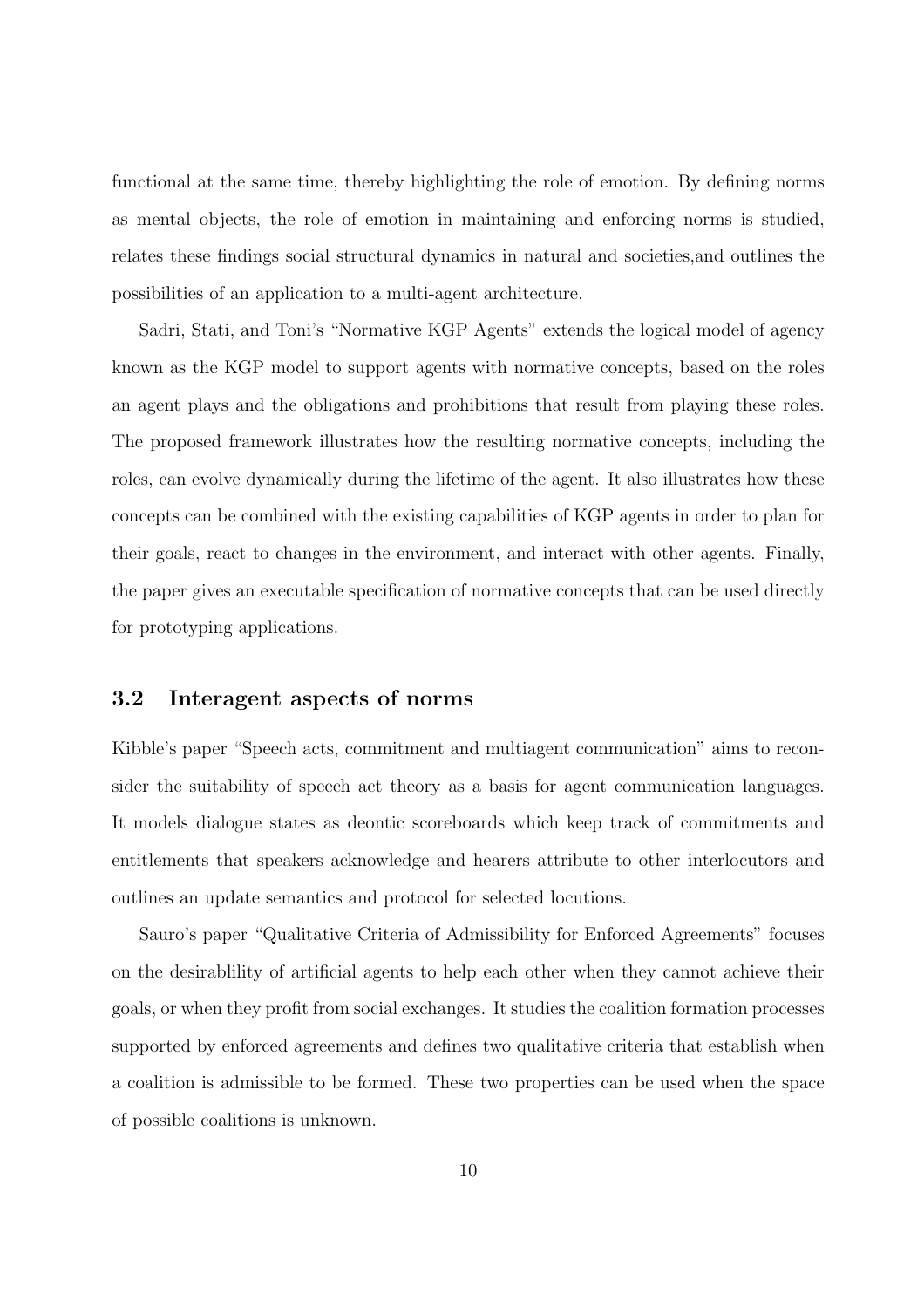functional at the same time, thereby highlighting the role of emotion. By defining norms as mental objects, the role of emotion in maintaining and enforcing norms is studied, relates these findings social structural dynamics in natural and societies,and outlines the possibilities of an application to a multi-agent architecture.

Sadri, Stati, and Toni's "Normative KGP Agents" extends the logical model of agency known as the KGP model to support agents with normative concepts, based on the roles an agent plays and the obligations and prohibitions that result from playing these roles. The proposed framework illustrates how the resulting normative concepts, including the roles, can evolve dynamically during the lifetime of the agent. It also illustrates how these concepts can be combined with the existing capabilities of KGP agents in order to plan for their goals, react to changes in the environment, and interact with other agents. Finally, the paper gives an executable specification of normative concepts that can be used directly for prototyping applications.

## 3.2 Interagent aspects of norms

Kibble's paper "Speech acts, commitment and multiagent communication" aims to reconsider the suitability of speech act theory as a basis for agent communication languages. It models dialogue states as deontic scoreboards which keep track of commitments and entitlements that speakers acknowledge and hearers attribute to other interlocutors and outlines an update semantics and protocol for selected locutions.

Sauro's paper "Qualitative Criteria of Admissibility for Enforced Agreements" focuses on the desirablility of artificial agents to help each other when they cannot achieve their goals, or when they profit from social exchanges. It studies the coalition formation processes supported by enforced agreements and defines two qualitative criteria that establish when a coalition is admissible to be formed. These two properties can be used when the space of possible coalitions is unknown.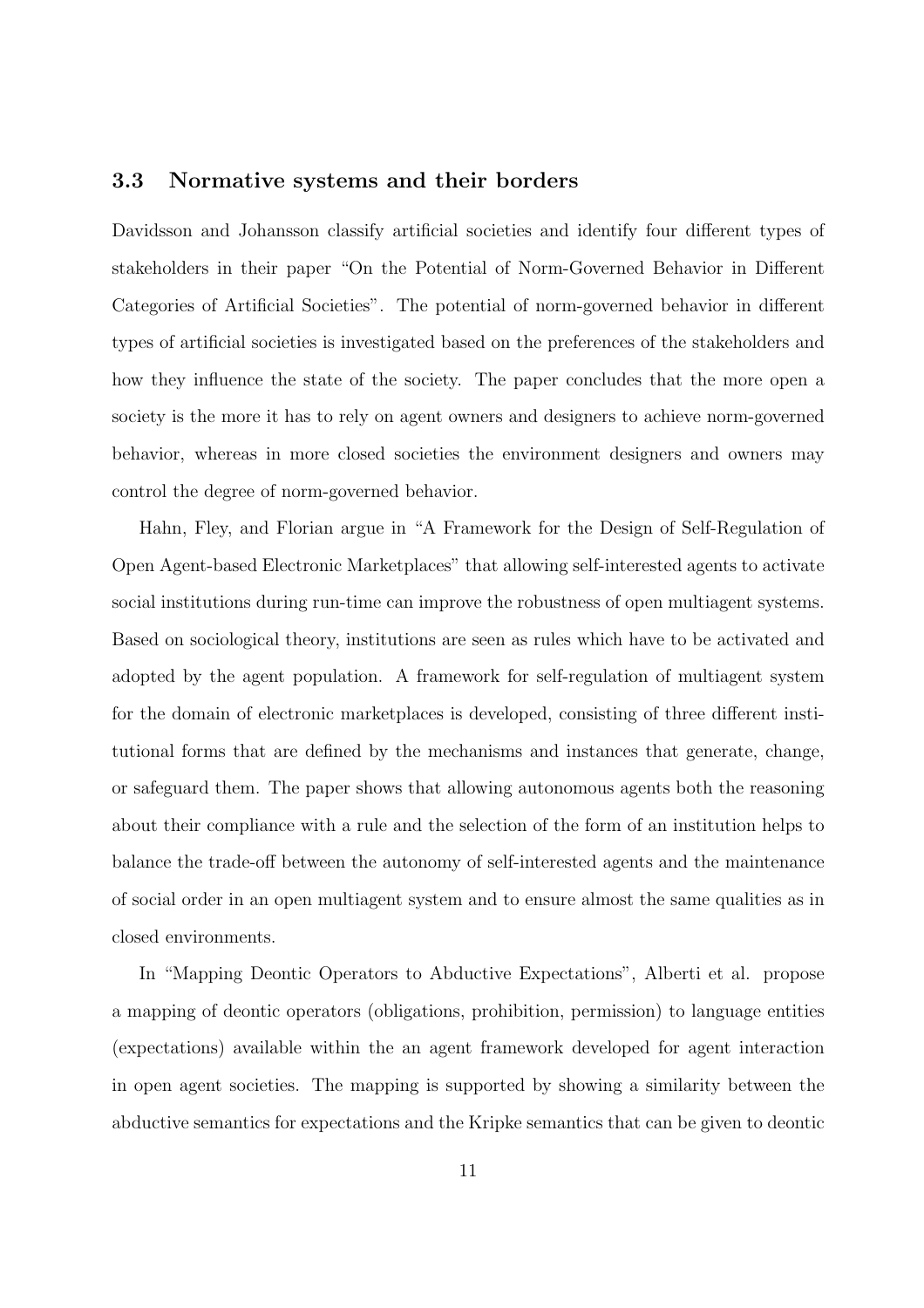### 3.3 Normative systems and their borders

Davidsson and Johansson classify artificial societies and identify four different types of stakeholders in their paper "On the Potential of Norm-Governed Behavior in Different Categories of Artificial Societies". The potential of norm-governed behavior in different types of artificial societies is investigated based on the preferences of the stakeholders and how they influence the state of the society. The paper concludes that the more open a society is the more it has to rely on agent owners and designers to achieve norm-governed behavior, whereas in more closed societies the environment designers and owners may control the degree of norm-governed behavior.

Hahn, Fley, and Florian argue in "A Framework for the Design of Self-Regulation of Open Agent-based Electronic Marketplaces" that allowing self-interested agents to activate social institutions during run-time can improve the robustness of open multiagent systems. Based on sociological theory, institutions are seen as rules which have to be activated and adopted by the agent population. A framework for self-regulation of multiagent system for the domain of electronic marketplaces is developed, consisting of three different institutional forms that are defined by the mechanisms and instances that generate, change, or safeguard them. The paper shows that allowing autonomous agents both the reasoning about their compliance with a rule and the selection of the form of an institution helps to balance the trade-off between the autonomy of self-interested agents and the maintenance of social order in an open multiagent system and to ensure almost the same qualities as in closed environments.

In "Mapping Deontic Operators to Abductive Expectations", Alberti et al. propose a mapping of deontic operators (obligations, prohibition, permission) to language entities (expectations) available within the an agent framework developed for agent interaction in open agent societies. The mapping is supported by showing a similarity between the abductive semantics for expectations and the Kripke semantics that can be given to deontic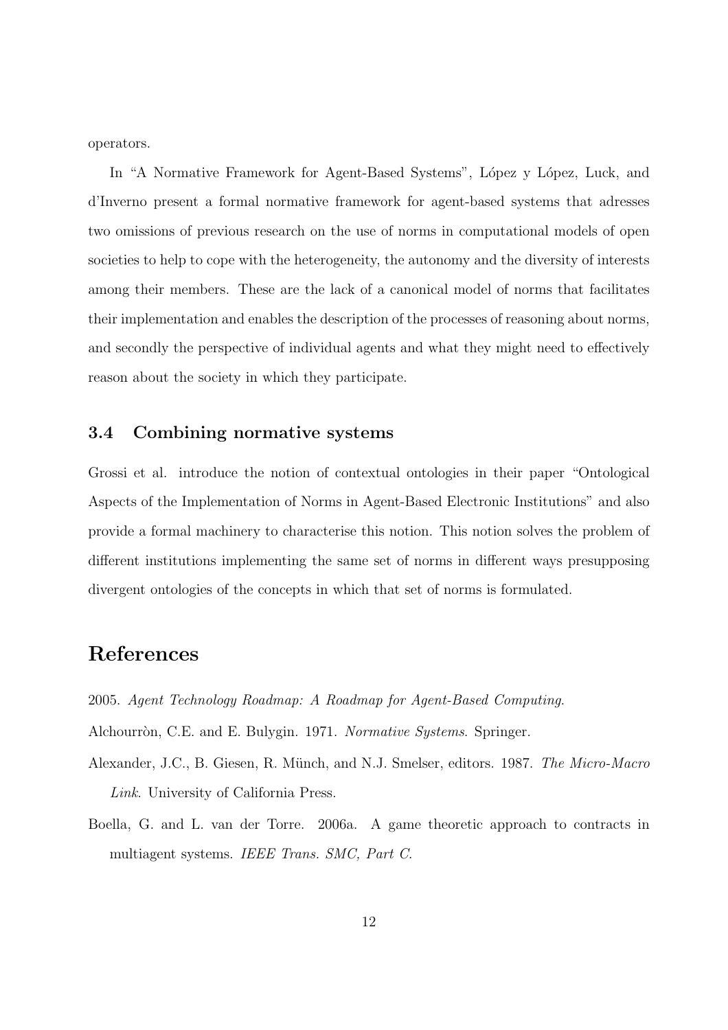operators.

In "A Normative Framework for Agent-Based Systems", López y López, Luck, and d'Inverno present a formal normative framework for agent-based systems that adresses two omissions of previous research on the use of norms in computational models of open societies to help to cope with the heterogeneity, the autonomy and the diversity of interests among their members. These are the lack of a canonical model of norms that facilitates their implementation and enables the description of the processes of reasoning about norms, and secondly the perspective of individual agents and what they might need to effectively reason about the society in which they participate.

### 3.4 Combining normative systems

Grossi et al. introduce the notion of contextual ontologies in their paper "Ontological Aspects of the Implementation of Norms in Agent-Based Electronic Institutions" and also provide a formal machinery to characterise this notion. This notion solves the problem of different institutions implementing the same set of norms in different ways presupposing divergent ontologies of the concepts in which that set of norms is formulated.

## References

2005. *Agent Technology Roadmap: A Roadmap for Agent-Based Computing*.

Alchourròn, C.E. and E. Bulygin. 1971. *Normative Systems*. Springer.

Alexander, J.C., B. Giesen, R. Münch, and N.J. Smelser, editors. 1987. *The Micro-Macro Link*. University of California Press.

Boella, G. and L. van der Torre. 2006a. A game theoretic approach to contracts in multiagent systems. *IEEE Trans. SMC, Part C*.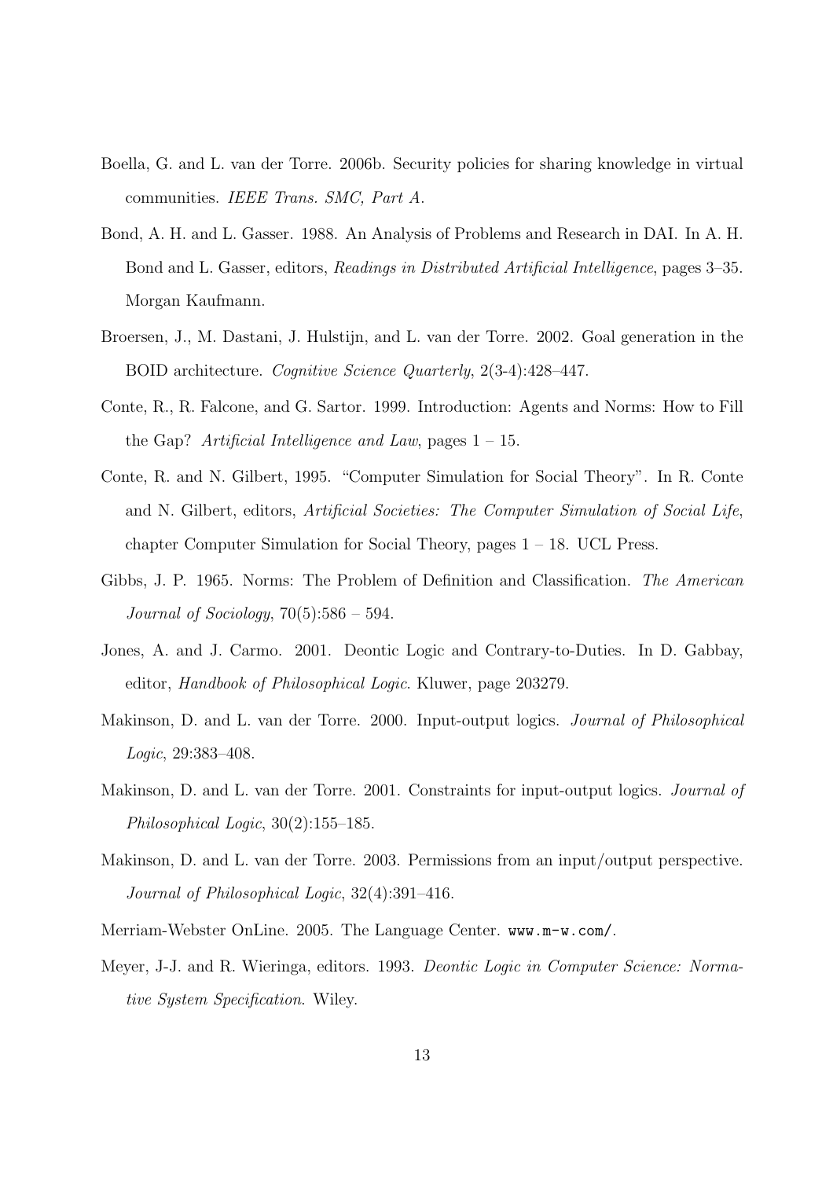Boella, G. and L. van der Torre. 2006b. Security policies for sharing knowledge in virtual communities. *IEEE Trans. SMC, Part A*.

Bond, A. H. and L. Gasser. 1988. An Analysis of Problems and Research in DAI. In A. H. Bond and L. Gasser, editors, *Readings in Distributed Artificial Intelligence*, pages 3–35. Morgan Kaufmann.

Broersen, J., M. Dastani, J. Hulstijn, and L. van der Torre. 2002. Goal generation in the BOID architecture. *Cognitive Science Quarterly*, 2(3-4):428–447.

Conte, R., R. Falcone, and G. Sartor. 1999. Introduction: Agents and Norms: How to Fill the Gap? *Artificial Intelligence and Law*, pages 1 – 15.

Conte, R. and N. Gilbert, 1995. "Computer Simulation for Social Theory". In R. Conte and N. Gilbert, editors, *Artificial Societies: The Computer Simulation of Social Life*, chapter Computer Simulation for Social Theory, pages 1 – 18. UCL Press.

Gibbs, J. P. 1965. Norms: The Problem of Definition and Classification. *The American Journal of Sociology*, 70(5):586 – 594.

Jones, A. and J. Carmo. 2001. Deontic Logic and Contrary-to-Duties. In D. Gabbay, editor, *Handbook of Philosophical Logic*. Kluwer, page 203279.

Makinson, D. and L. van der Torre. 2000. Input-output logics. *Journal of Philosophical Logic*, 29:383–408.

Makinson, D. and L. van der Torre. 2001. Constraints for input-output logics. *Journal of Philosophical Logic*, 30(2):155–185.

Makinson, D. and L. van der Torre. 2003. Permissions from an input/output perspective. *Journal of Philosophical Logic*, 32(4):391–416.

Merriam-Webster OnLine. 2005. The Language Center. `www.m-w.com/`.

Meyer, J-J. and R. Wieringa, editors. 1993. *Deontic Logic in Computer Science: Normative System Specification*. Wiley.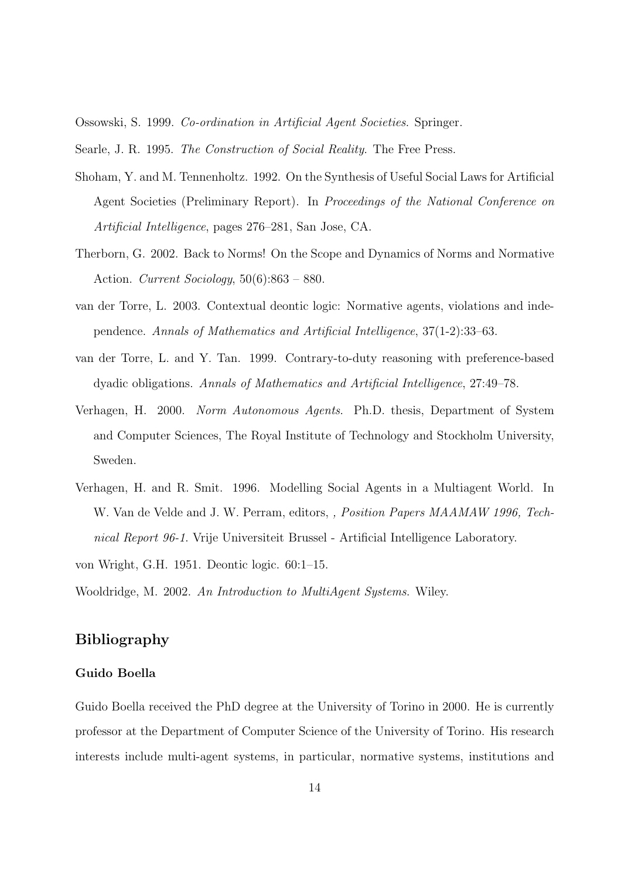Ossowski, S. 1999. *Co-ordination in Artificial Agent Societies*. Springer.

Searle, J. R. 1995. *The Construction of Social Reality*. The Free Press.

Shoham, Y. and M. Tennenholtz. 1992. On the Synthesis of Useful Social Laws for Artificial Agent Societies (Preliminary Report). In *Proceedings of the National Conference on Artificial Intelligence*, pages 276–281, San Jose, CA.

Therborn, G. 2002. Back to Norms! On the Scope and Dynamics of Norms and Normative Action. *Current Sociology*, 50(6):863 – 880.

van der Torre, L. 2003. Contextual deontic logic: Normative agents, violations and independence. *Annals of Mathematics and Artificial Intelligence*, 37(1-2):33–63.

van der Torre, L. and Y. Tan. 1999. Contrary-to-duty reasoning with preference-based dyadic obligations. *Annals of Mathematics and Artificial Intelligence*, 27:49–78.

Verhagen, H. 2000. *Norm Autonomous Agents*. Ph.D. thesis, Department of System and Computer Sciences, The Royal Institute of Technology and Stockholm University, Sweden.

Verhagen, H. and R. Smit. 1996. Modelling Social Agents in a Multiagent World. In W. Van de Velde and J. W. Perram, editors, *, Position Papers MAAMAW 1996, Technical Report 96-1*. Vrije Universiteit Brussel - Artificial Intelligence Laboratory.

von Wright, G.H. 1951. Deontic logic. 60:1–15.

Wooldridge, M. 2002. *An Introduction to MultiAgent Systems*. Wiley.

## Bibliography

### Guido Boella

Guido Boella received the PhD degree at the University of Torino in 2000. He is currently professor at the Department of Computer Science of the University of Torino. His research interests include multi-agent systems, in particular, normative systems, institutions and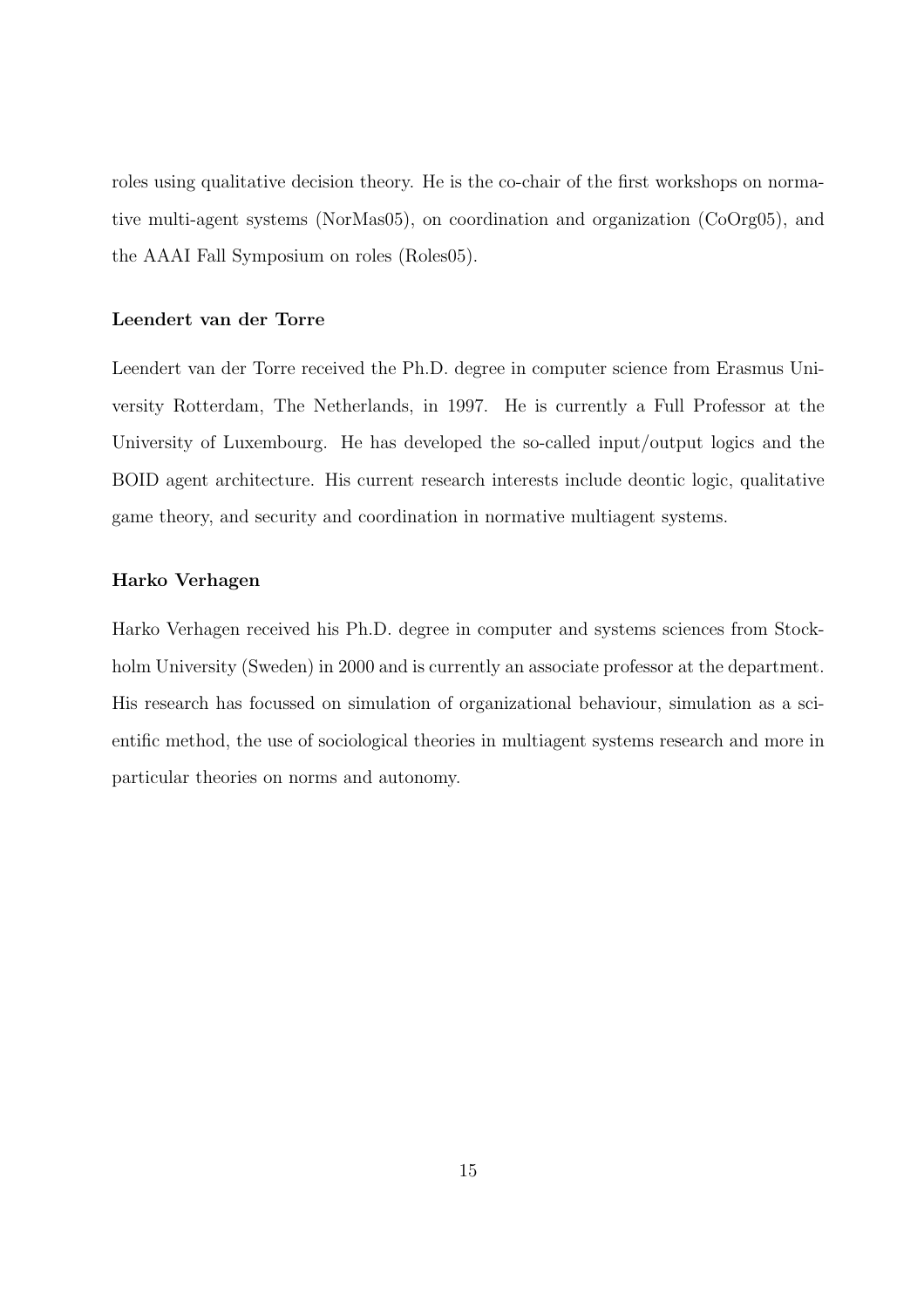roles using qualitative decision theory. He is the co-chair of the first workshops on normative multi-agent systems (NorMas05), on coordination and organization (CoOrg05), and the AAAI Fall Symposium on roles (Roles05).

**Leendert van der Torre**

Leendert van der Torre received the Ph.D. degree in computer science from Erasmus University Rotterdam, The Netherlands, in 1997. He is currently a Full Professor at the University of Luxembourg. He has developed the so-called input/output logics and the BOID agent architecture. His current research interests include deontic logic, qualitative game theory, and security and coordination in normative multiagent systems.

**Harko Verhagen**

Harko Verhagen received his Ph.D. degree in computer and systems sciences from Stockholm University (Sweden) in 2000 and is currently an associate professor at the department. His research has focussed on simulation of organizational behaviour, simulation as a scientific method, the use of sociological theories in multiagent systems research and more in particular theories on norms and autonomy.